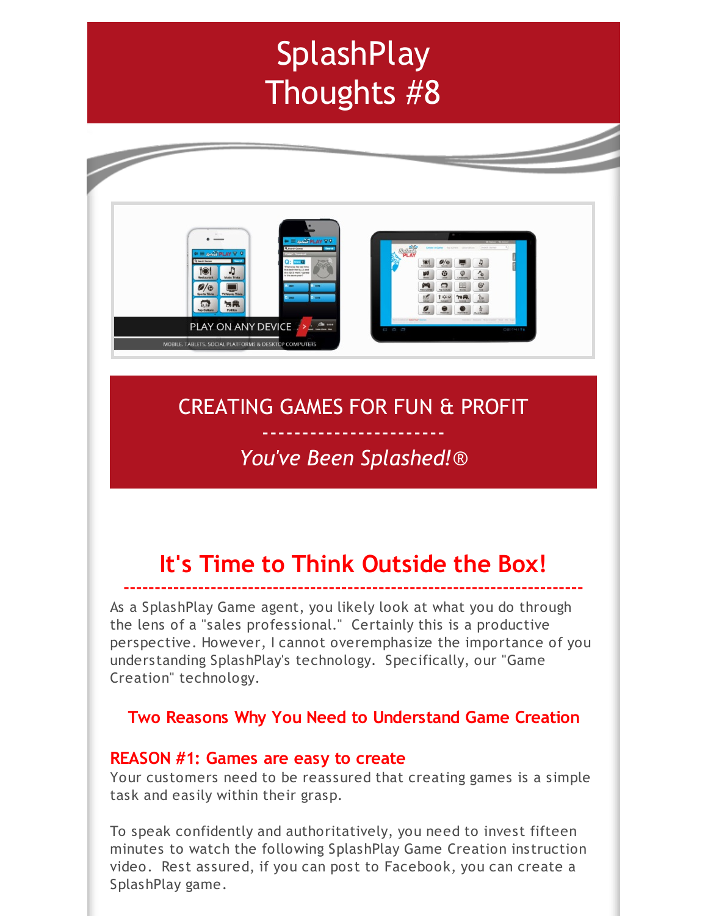# SplashPlay Thoughts #8

## CREATING GAMES FOR FUN & PROFIT

-----------------------

*You've Been Splashed!®*

## It's Time to Think Outside the Box!

---

As a SplashPlay Game agent, you likely look at what you do through the lens of a "sales professional." Certainly this is a productive perspective. However, I cannot overemphasize the importance of you understanding SplashPlay's technology. Specifically, our "Game Creation" technology.

### Two Reasons Why You Need to Understand Game Creation

**REASON #1: Games are easy to create**

Your customers need to be reassured that creating games is a simple task and easily within their grasp.

To speak confidently and authoritatively, you need to invest fifteen minutes to watch the following SplashPlay Game Creation instruction video. Rest assured, if you can post to Facebook, you can create a SplashPlay game.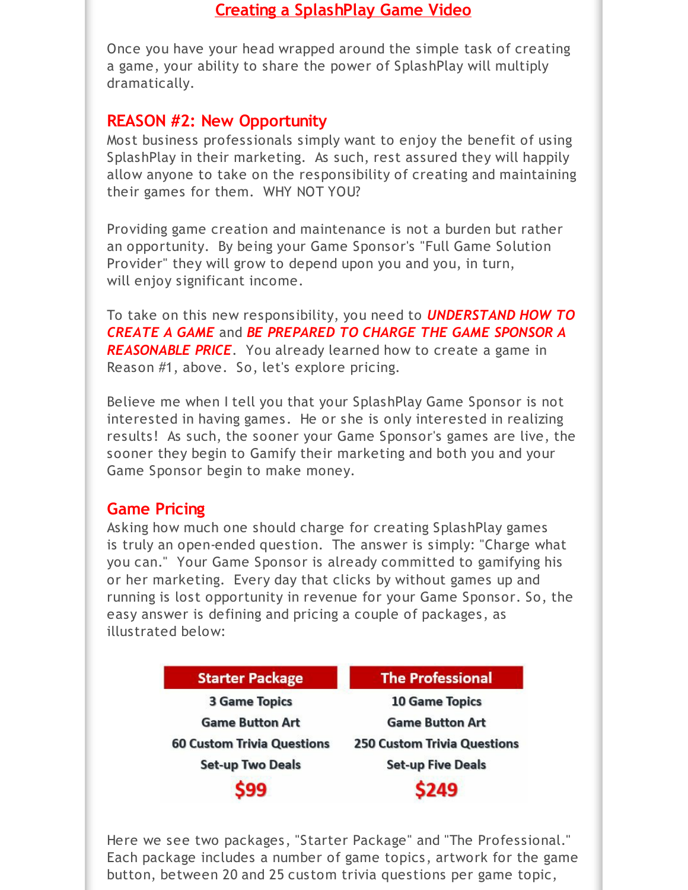[Creating a SplashPlay Game Video]

Once you have your head wrapped around the simple task of creating a game, your ability to share the power of SplashPlay will multiply dramatically.

## REASON #2: New Opportunity

Most business professionals simply want to enjoy the benefit of using SplashPlay in their marketing. As such, rest assured they will happily allow anyone to take on the responsibility of creating and maintaining their games for them. WHY NOT YOU?

Providing game creation and maintenance is not a burden but rather an opportunity. By being your Game Sponsor's "Full Game Solution Provider" they will grow to depend upon you and you, in turn, will enjoy significant income.

To take on this new responsibility, you need to ***UNDERSTAND HOW TO CREATE A GAME*** and ***BE PREPARED TO CHARGE THE GAME SPONSOR A REASONABLE PRICE***. You already learned how to create a game in Reason #1, above. So, let's explore pricing.

Believe me when I tell you that your SplashPlay Game Sponsor is not interested in having games. He or she is only interested in realizing results! As such, the sooner your Game Sponsor's games are live, the sooner they begin to Gamify their marketing and both you and your Game Sponsor begin to make money.

## Game Pricing

Asking how much one should charge for creating SplashPlay games is truly an open-ended question. The answer is simply: "Charge what you can." Your Game Sponsor is already committed to gamifying his or her marketing. Every day that clicks by without games up and running is lost opportunity in revenue for your Game Sponsor. So, the easy answer is defining and pricing a couple of packages, as illustrated below:

| Starter Package | The Professional |
|---|---|
| 3 Game Topics | 10 Game Topics |
| Game Button Art | Game Button Art |
| 60 Custom Trivia Questions | 250 Custom Trivia Questions |
| Set-up Two Deals | Set-up Five Deals |
| $99 | $249 |

Here we see two packages, "Starter Package" and "The Professional." Each package includes a number of game topics, artwork for the game button, between 20 and 25 custom trivia questions per game topic,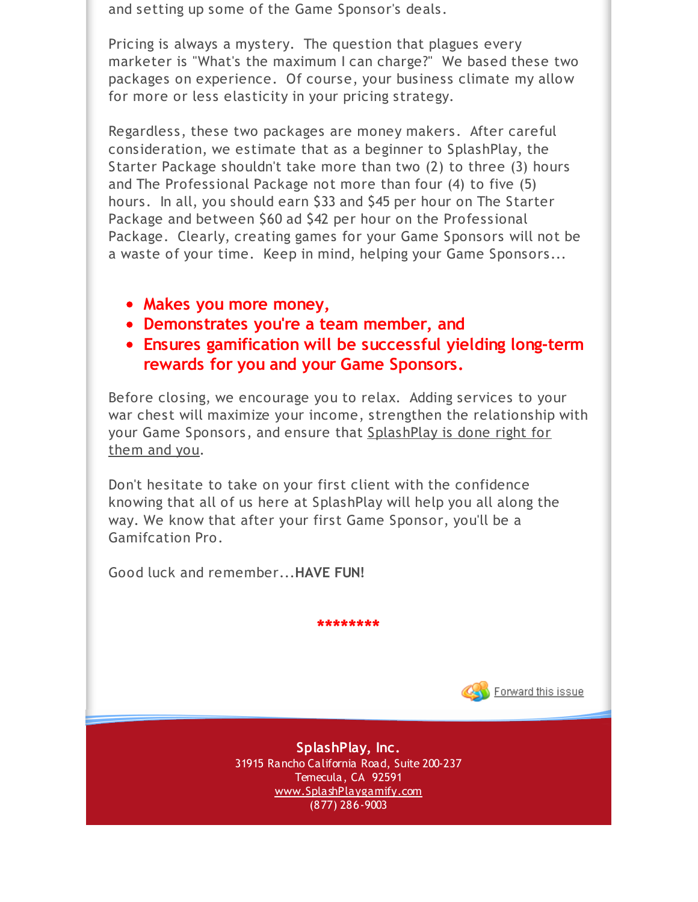and setting up some of the Game Sponsor's deals.

Pricing is always a mystery. The question that plagues every marketer is "What's the maximum I can charge?" We based these two packages on experience. Of course, your business climate my allow for more or less elasticity in your pricing strategy.

Regardless, these two packages are money makers. After careful consideration, we estimate that as a beginner to SplashPlay, the Starter Package shouldn't take more than two (2) to three (3) hours and The Professional Package not more than four (4) to five (5) hours. In all, you should earn $33 and $45 per hour on The Starter Package and between $60 ad $42 per hour on the Professional Package. Clearly, creating games for your Game Sponsors will not be a waste of your time. Keep in mind, helping your Game Sponsors...

- **Makes you more money,**
- **Demonstrates you're a team member, and**
- **Ensures gamification will be successful yielding long-term rewards for you and your Game Sponsors.**

Before closing, we encourage you to relax. Adding services to your war chest will maximize your income, strengthen the relationship with your Game Sponsors, and ensure that SplashPlay is done right for them and you.

Don't hesitate to take on your first client with the confidence knowing that all of us here at SplashPlay will help you all along the way. We know that after your first Game Sponsor, you'll be a Gamifcation Pro.

Good luck and remember...**HAVE FUN!**

********

Forward this issue

**SplashPlay, Inc.**
31915 Rancho California Road, Suite 200-237
Temecula, CA 92591
www.SplashPlaygamify.com
(877) 286-9003